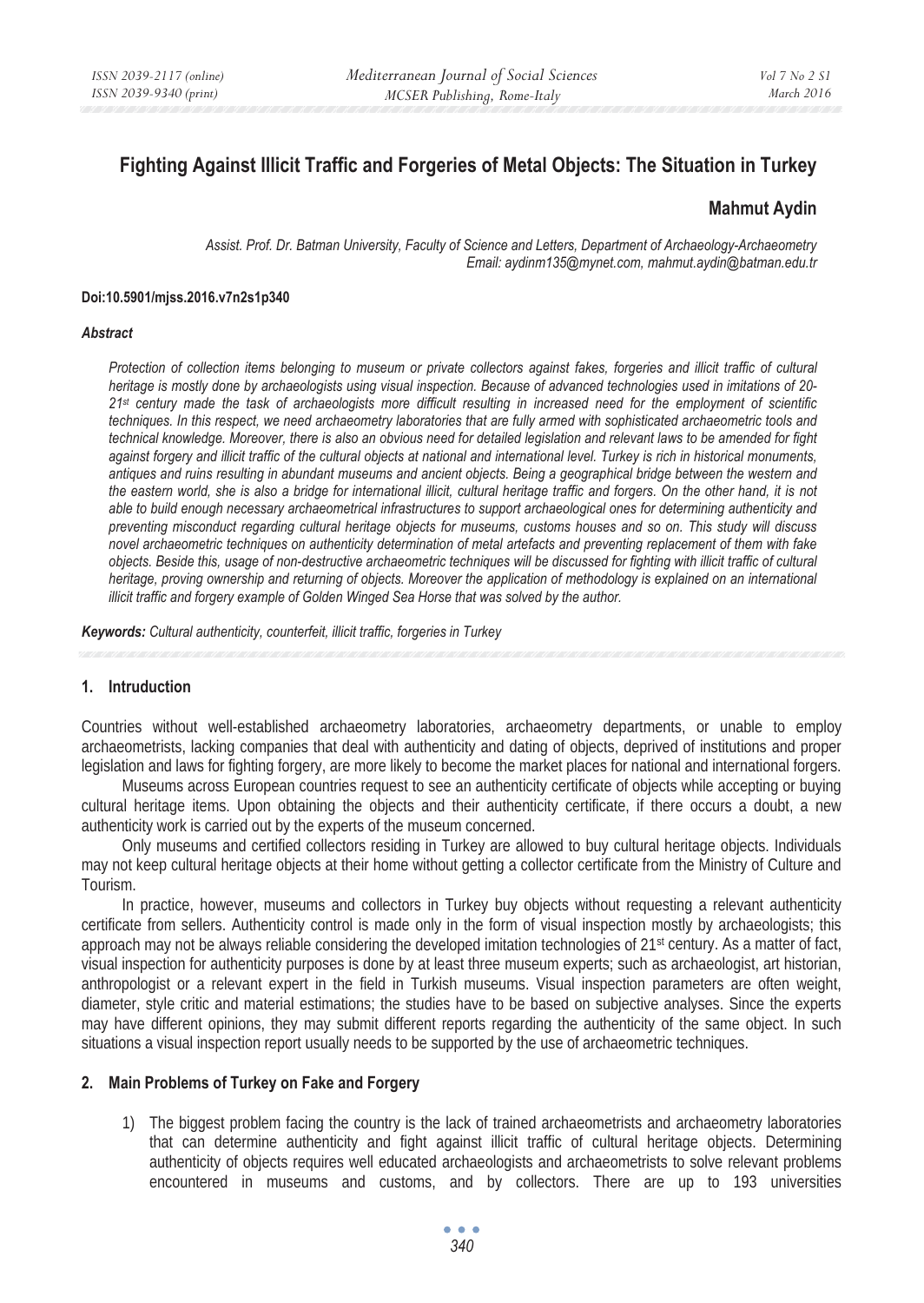# Fighting Against Illicit Traffic and Forgeries of Metal Objects: The Situation in Turkey

**Mahmut Aydin**

*Assist. Prof. Dr. Batman University, Faculty of Science and Letters, Department of Archaeology-Archaeometry*
*Email: aydinm135@mynet.com, mahmut.aydin@batman.edu.tr*

**Doi:10.5901/mjss.2016.v7n2s1p340**

***Abstract***

*Protection of collection items belonging to museum or private collectors against fakes, forgeries and illicit traffic of cultural heritage is mostly done by archaeologists using visual inspection. Because of advanced technologies used in imitations of 20-21st century made the task of archaeologists more difficult resulting in increased need for the employment of scientific techniques. In this respect, we need archaeometry laboratories that are fully armed with sophisticated archaeometric tools and technical knowledge. Moreover, there is also an obvious need for detailed legislation and relevant laws to be amended for fight against forgery and illicit traffic of the cultural objects at national and international level. Turkey is rich in historical monuments, antiques and ruins resulting in abundant museums and ancient objects. Being a geographical bridge between the western and the eastern world, she is also a bridge for international illicit, cultural heritage traffic and forgers. On the other hand, it is not able to build enough necessary archaeometrical infrastructures to support archaeological ones for determining authenticity and preventing misconduct regarding cultural heritage objects for museums, customs houses and so on. This study will discuss novel archaeometric techniques on authenticity determination of metal artefacts and preventing replacement of them with fake objects. Beside this, usage of non-destructive archaeometric techniques will be discussed for fighting with illicit traffic of cultural heritage, proving ownership and returning of objects. Moreover the application of methodology is explained on an international illicit traffic and forgery example of Golden Winged Sea Horse that was solved by the author.*

***Keywords:*** *Cultural authenticity, counterfeit, illicit traffic, forgeries in Turkey*

## 1. Intruduction

Countries without well-established archaeometry laboratories, archaeometry departments, or unable to employ archaeometrists, lacking companies that deal with authenticity and dating of objects, deprived of institutions and proper legislation and laws for fighting forgery, are more likely to become the market places for national and international forgers.

Museums across European countries request to see an authenticity certificate of objects while accepting or buying cultural heritage items. Upon obtaining the objects and their authenticity certificate, if there occurs a doubt, a new authenticity work is carried out by the experts of the museum concerned.

Only museums and certified collectors residing in Turkey are allowed to buy cultural heritage objects. Individuals may not keep cultural heritage objects at their home without getting a collector certificate from the Ministry of Culture and Tourism.

In practice, however, museums and collectors in Turkey buy objects without requesting a relevant authenticity certificate from sellers. Authenticity control is made only in the form of visual inspection mostly by archaeologists; this approach may not be always reliable considering the developed imitation technologies of 21st century. As a matter of fact, visual inspection for authenticity purposes is done by at least three museum experts; such as archaeologist, art historian, anthropologist or a relevant expert in the field in Turkish museums. Visual inspection parameters are often weight, diameter, style critic and material estimations; the studies have to be based on subjective analyses. Since the experts may have different opinions, they may submit different reports regarding the authenticity of the same object. In such situations a visual inspection report usually needs to be supported by the use of archaeometric techniques.

## 2. Main Problems of Turkey on Fake and Forgery

1) The biggest problem facing the country is the lack of trained archaeometrists and archaeometry laboratories that can determine authenticity and fight against illicit traffic of cultural heritage objects. Determining authenticity of objects requires well educated archaeologists and archaeometrists to solve relevant problems encountered in museums and customs, and by collectors. There are up to 193 universities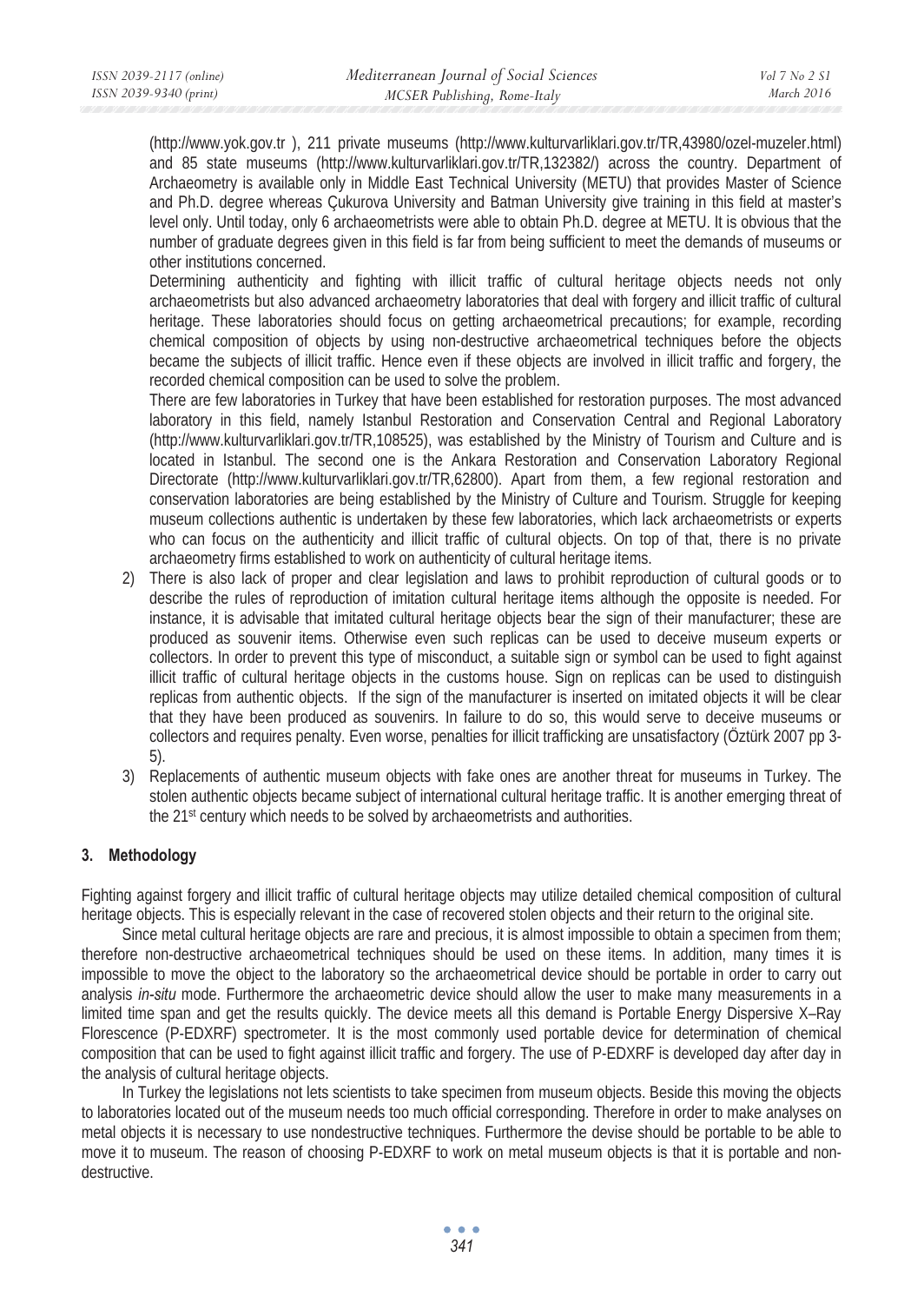(http://www.yok.gov.tr ), 211 private museums (http://www.kulturvarliklari.gov.tr/TR,43980/ozel-muzeler.html) and 85 state museums (http://www.kulturvarliklari.gov.tr/TR,132382/) across the country. Department of Archaeometry is available only in Middle East Technical University (METU) that provides Master of Science and Ph.D. degree whereas Çukurova University and Batman University give training in this field at master's level only. Until today, only 6 archaeometrists were able to obtain Ph.D. degree at METU. It is obvious that the number of graduate degrees given in this field is far from being sufficient to meet the demands of museums or other institutions concerned.

Determining authenticity and fighting with illicit traffic of cultural heritage objects needs not only archaeometrists but also advanced archaeometry laboratories that deal with forgery and illicit traffic of cultural heritage. These laboratories should focus on getting archaeometrical precautions; for example, recording chemical composition of objects by using non-destructive archaeometrical techniques before the objects became the subjects of illicit traffic. Hence even if these objects are involved in illicit traffic and forgery, the recorded chemical composition can be used to solve the problem.

There are few laboratories in Turkey that have been established for restoration purposes. The most advanced laboratory in this field, namely Istanbul Restoration and Conservation Central and Regional Laboratory (http://www.kulturvarliklari.gov.tr/TR,108525), was established by the Ministry of Tourism and Culture and is located in Istanbul. The second one is the Ankara Restoration and Conservation Laboratory Regional Directorate (http://www.kulturvarliklari.gov.tr/TR,62800). Apart from them, a few regional restoration and conservation laboratories are being established by the Ministry of Culture and Tourism. Struggle for keeping museum collections authentic is undertaken by these few laboratories, which lack archaeometrists or experts who can focus on the authenticity and illicit traffic of cultural objects. On top of that, there is no private archaeometry firms established to work on authenticity of cultural heritage items.

2) There is also lack of proper and clear legislation and laws to prohibit reproduction of cultural goods or to describe the rules of reproduction of imitation cultural heritage items although the opposite is needed. For instance, it is advisable that imitated cultural heritage objects bear the sign of their manufacturer; these are produced as souvenir items. Otherwise even such replicas can be used to deceive museum experts or collectors. In order to prevent this type of misconduct, a suitable sign or symbol can be used to fight against illicit traffic of cultural heritage objects in the customs house. Sign on replicas can be used to distinguish replicas from authentic objects. If the sign of the manufacturer is inserted on imitated objects it will be clear that they have been produced as souvenirs. In failure to do so, this would serve to deceive museums or collectors and requires penalty. Even worse, penalties for illicit trafficking are unsatisfactory (Öztürk 2007 pp 3-5).
3) Replacements of authentic museum objects with fake ones are another threat for museums in Turkey. The stolen authentic objects became subject of international cultural heritage traffic. It is another emerging threat of the 21st century which needs to be solved by archaeometrists and authorities.

## 3. Methodology

Fighting against forgery and illicit traffic of cultural heritage objects may utilize detailed chemical composition of cultural heritage objects. This is especially relevant in the case of recovered stolen objects and their return to the original site.

Since metal cultural heritage objects are rare and precious, it is almost impossible to obtain a specimen from them; therefore non-destructive archaeometrical techniques should be used on these items. In addition, many times it is impossible to move the object to the laboratory so the archaeometrical device should be portable in order to carry out analysis *in-situ* mode. Furthermore the archaeometric device should allow the user to make many measurements in a limited time span and get the results quickly. The device meets all this demand is Portable Energy Dispersive X–Ray Florescence (P-EDXRF) spectrometer. It is the most commonly used portable device for determination of chemical composition that can be used to fight against illicit traffic and forgery. The use of P-EDXRF is developed day after day in the analysis of cultural heritage objects.

In Turkey the legislations not lets scientists to take specimen from museum objects. Beside this moving the objects to laboratories located out of the museum needs too much official corresponding. Therefore in order to make analyses on metal objects it is necessary to use nondestructive techniques. Furthermore the devise should be portable to be able to move it to museum. The reason of choosing P-EDXRF to work on metal museum objects is that it is portable and non-destructive.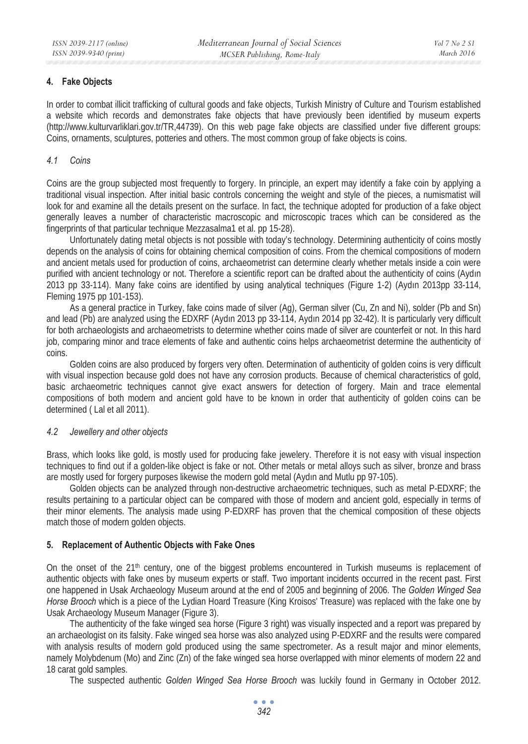## 4. Fake Objects

In order to combat illicit trafficking of cultural goods and fake objects, Turkish Ministry of Culture and Tourism established a website which records and demonstrates fake objects that have previously been identified by museum experts (http://www.kulturvarliklari.gov.tr/TR,44739). On this web page fake objects are classified under five different groups: Coins, ornaments, sculptures, potteries and others. The most common group of fake objects is coins.

### *4.1 Coins*

Coins are the group subjected most frequently to forgery. In principle, an expert may identify a fake coin by applying a traditional visual inspection. After initial basic controls concerning the weight and style of the pieces, a numismatist will look for and examine all the details present on the surface. In fact, the technique adopted for production of a fake object generally leaves a number of characteristic macroscopic and microscopic traces which can be considered as the fingerprints of that particular technique Mezzasalma1 et al. pp 15-28).

Unfortunately dating metal objects is not possible with today's technology. Determining authenticity of coins mostly depends on the analysis of coins for obtaining chemical composition of coins. From the chemical compositions of modern and ancient metals used for production of coins, archaeometrist can determine clearly whether metals inside a coin were purified with ancient technology or not. Therefore a scientific report can be drafted about the authenticity of coins (Aydın 2013 pp 33-114). Many fake coins are identified by using analytical techniques (Figure 1-2) (Aydın 2013pp 33-114, Fleming 1975 pp 101-153).

As a general practice in Turkey, fake coins made of silver (Ag), German silver (Cu, Zn and Ni), solder (Pb and Sn) and lead (Pb) are analyzed using the EDXRF (Aydın 2013 pp 33-114, Aydın 2014 pp 32-42). It is particularly very difficult for both archaeologists and archaeometrists to determine whether coins made of silver are counterfeit or not. In this hard job, comparing minor and trace elements of fake and authentic coins helps archaeometrist determine the authenticity of coins.

Golden coins are also produced by forgers very often. Determination of authenticity of golden coins is very difficult with visual inspection because gold does not have any corrosion products. Because of chemical characteristics of gold, basic archaeometric techniques cannot give exact answers for detection of forgery. Main and trace elemental compositions of both modern and ancient gold have to be known in order that authenticity of golden coins can be determined ( Lal et all 2011).

### *4.2 Jewellery and other objects*

Brass, which looks like gold, is mostly used for producing fake jewelery. Therefore it is not easy with visual inspection techniques to find out if a golden-like object is fake or not. Other metals or metal alloys such as silver, bronze and brass are mostly used for forgery purposes likewise the modern gold metal (Aydın and Mutlu pp 97-105).

Golden objects can be analyzed through non-destructive archaeometric techniques, such as metal P-EDXRF; the results pertaining to a particular object can be compared with those of modern and ancient gold, especially in terms of their minor elements. The analysis made using P-EDXRF has proven that the chemical composition of these objects match those of modern golden objects.

## 5. Replacement of Authentic Objects with Fake Ones

On the onset of the 21$^{th}$ century, one of the biggest problems encountered in Turkish museums is replacement of authentic objects with fake ones by museum experts or staff. Two important incidents occurred in the recent past. First one happened in Usak Archaeology Museum around at the end of 2005 and beginning of 2006. The *Golden Winged Sea Horse Brooch* which is a piece of the Lydian Hoard Treasure (King Kroisos' Treasure) was replaced with the fake one by Usak Archaeology Museum Manager (Figure 3).

The authenticity of the fake winged sea horse (Figure 3 right) was visually inspected and a report was prepared by an archaeologist on its falsity. Fake winged sea horse was also analyzed using P-EDXRF and the results were compared with analysis results of modern gold produced using the same spectrometer. As a result major and minor elements, namely Molybdenum (Mo) and Zinc (Zn) of the fake winged sea horse overlapped with minor elements of modern 22 and 18 carat gold samples.

The suspected authentic *Golden Winged Sea Horse Brooch* was luckily found in Germany in October 2012.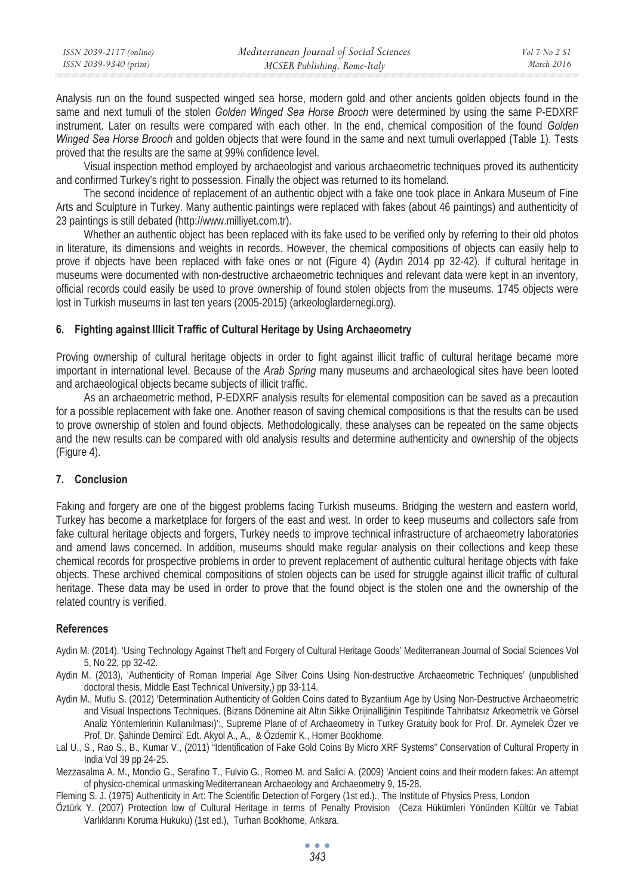Analysis run on the found suspected winged sea horse, modern gold and other ancients golden objects found in the same and next tumuli of the stolen *Golden Winged Sea Horse Brooch* were determined by using the same P-EDXRF instrument. Later on results were compared with each other. In the end, chemical composition of the found *Golden Winged Sea Horse Brooch* and golden objects that were found in the same and next tumuli overlapped (Table 1). Tests proved that the results are the same at 99% confidence level.

Visual inspection method employed by archaeologist and various archaeometric techniques proved its authenticity and confirmed Turkey's right to possession. Finally the object was returned to its homeland.

The second incidence of replacement of an authentic object with a fake one took place in Ankara Museum of Fine Arts and Sculpture in Turkey. Many authentic paintings were replaced with fakes (about 46 paintings) and authenticity of 23 paintings is still debated (http://www.milliyet.com.tr).

Whether an authentic object has been replaced with its fake used to be verified only by referring to their old photos in literature, its dimensions and weights in records. However, the chemical compositions of objects can easily help to prove if objects have been replaced with fake ones or not (Figure 4) (Aydın 2014 pp 32-42). If cultural heritage in museums were documented with non-destructive archaeometric techniques and relevant data were kept in an inventory, official records could easily be used to prove ownership of found stolen objects from the museums. 1745 objects were lost in Turkish museums in last ten years (2005-2015) (arkeologlardernegi.org).

## 6. Fighting against Illicit Traffic of Cultural Heritage by Using Archaeometry

Proving ownership of cultural heritage objects in order to fight against illicit traffic of cultural heritage became more important in international level. Because of the *Arab Spring* many museums and archaeological sites have been looted and archaeological objects became subjects of illicit traffic.

As an archaeometric method, P-EDXRF analysis results for elemental composition can be saved as a precaution for a possible replacement with fake one. Another reason of saving chemical compositions is that the results can be used to prove ownership of stolen and found objects. Methodologically, these analyses can be repeated on the same objects and the new results can be compared with old analysis results and determine authenticity and ownership of the objects (Figure 4).

## 7. Conclusion

Faking and forgery are one of the biggest problems facing Turkish museums. Bridging the western and eastern world, Turkey has become a marketplace for forgers of the east and west. In order to keep museums and collectors safe from fake cultural heritage objects and forgers, Turkey needs to improve technical infrastructure of archaeometry laboratories and amend laws concerned. In addition, museums should make regular analysis on their collections and keep these chemical records for prospective problems in order to prevent replacement of authentic cultural heritage objects with fake objects. These archived chemical compositions of stolen objects can be used for struggle against illicit traffic of cultural heritage. These data may be used in order to prove that the found object is the stolen one and the ownership of the related country is verified.

## References

Aydin M. (2014). 'Using Technology Against Theft and Forgery of Cultural Heritage Goods' Mediterranean Journal of Social Sciences Vol 5, No 22, pp 32-42.

Aydin M. (2013), 'Authenticity of Roman Imperial Age Silver Coins Using Non-destructive Archaeometric Techniques' (unpublished doctoral thesis, Middle East Technical University,) pp 33-114.

Aydin M., Mutlu S. (2012) 'Determination Authenticity of Golden Coins dated to Byzantium Age by Using Non-Destructive Archaeometric and Visual Inspections Techniques. (Bizans Dönemine ait Altın Sikke Orijinalliğinin Tespitinde Tahribatsız Arkeometrik ve Görsel Analiz Yöntemlerinin Kullanılması)':, Supreme Plane of of Archaeometry in Turkey Gratuity book for Prof. Dr. Aymelek Özer ve Prof. Dr. Şahinde Demirci' Edt. Akyol A., A., & Özdemir K., Homer Bookhome.

Lal U., S., Rao S., B., Kumar V., (2011) "Identification of Fake Gold Coins By Micro XRF Systems" Conservation of Cultural Property in India Vol 39 pp 24-25.

Mezzasalma A. M., Mondio G., Serafino T., Fulvio G., Romeo M. and Salici A. (2009) 'Ancient coins and their modern fakes: An attempt of physico-chemical unmasking'Mediterranean Archaeology and Archaeometry 9, 15-28.

Fleming S. J. (1975) Authenticity in Art: The Scientific Detection of Forgery (1st ed.)., The Institute of Physics Press, London

Öztürk Y. (2007) Protection low of Cultural Heritage in terms of Penalty Provision (Ceza Hükümleri Yönünden Kültür ve Tabiat Varlıklarını Koruma Hukuku) (1st ed.), Turhan Bookhome, Ankara.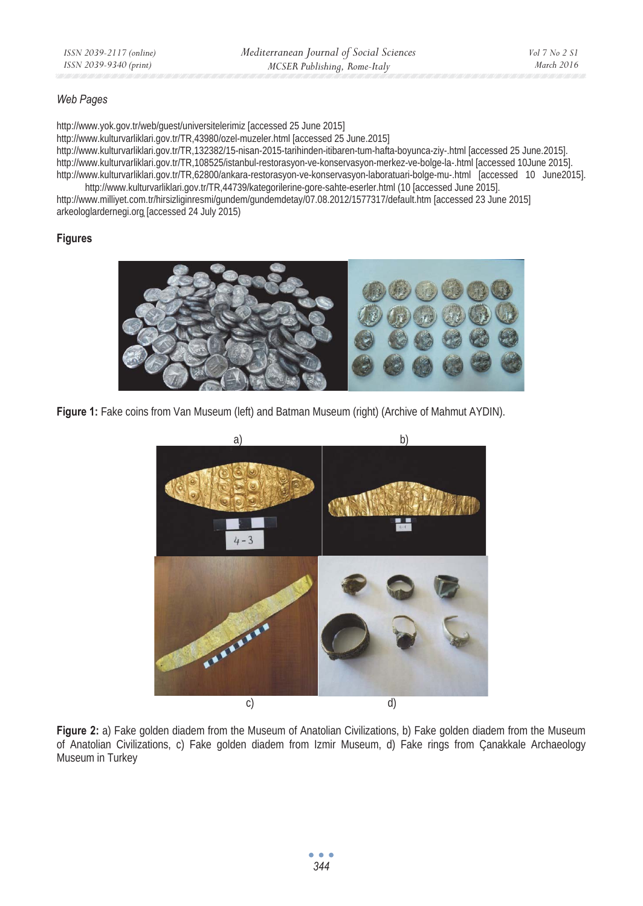*Web Pages*

http://www.yok.gov.tr/web/guest/universitelerimiz [accessed 25 June 2015]
http://www.kulturvarliklari.gov.tr/TR,43980/ozel-muzeler.html [accessed 25 June.2015]
http://www.kulturvarliklari.gov.tr/TR,132382/15-nisan-2015-tarihinden-itibaren-tum-hafta-boyunca-ziy-.html [accessed 25 June.2015].
http://www.kulturvarliklari.gov.tr/TR,108525/istanbul-restorasyon-ve-konservasyon-merkez-ve-bolge-la-.html [accessed 10June 2015].
http://www.kulturvarliklari.gov.tr/TR,62800/ankara-restorasyon-ve-konservasyon-laboratuari-bolge-mu-.html [accessed 10 June2015].
http://www.kulturvarliklari.gov.tr/TR,44739/kategorilerine-gore-sahte-eserler.html (10 [accessed June 2015].
http://www.milliyet.com.tr/hirsizliginresmi/gundem/gundemdetay/07.08.2012/1577317/default.htm [accessed 23 June 2015]
arkeologlardernegi.org, [accessed 24 July 2015)

**Figures**

**Figure 1:** Fake coins from Van Museum (left) and Batman Museum (right) (Archive of Mahmut AYDIN).

**Figure 2:** a) Fake golden diadem from the Museum of Anatolian Civilizations, b) Fake golden diadem from the Museum of Anatolian Civilizations, c) Fake golden diadem from Izmir Museum, d) Fake rings from Çanakkale Archaeology Museum in Turkey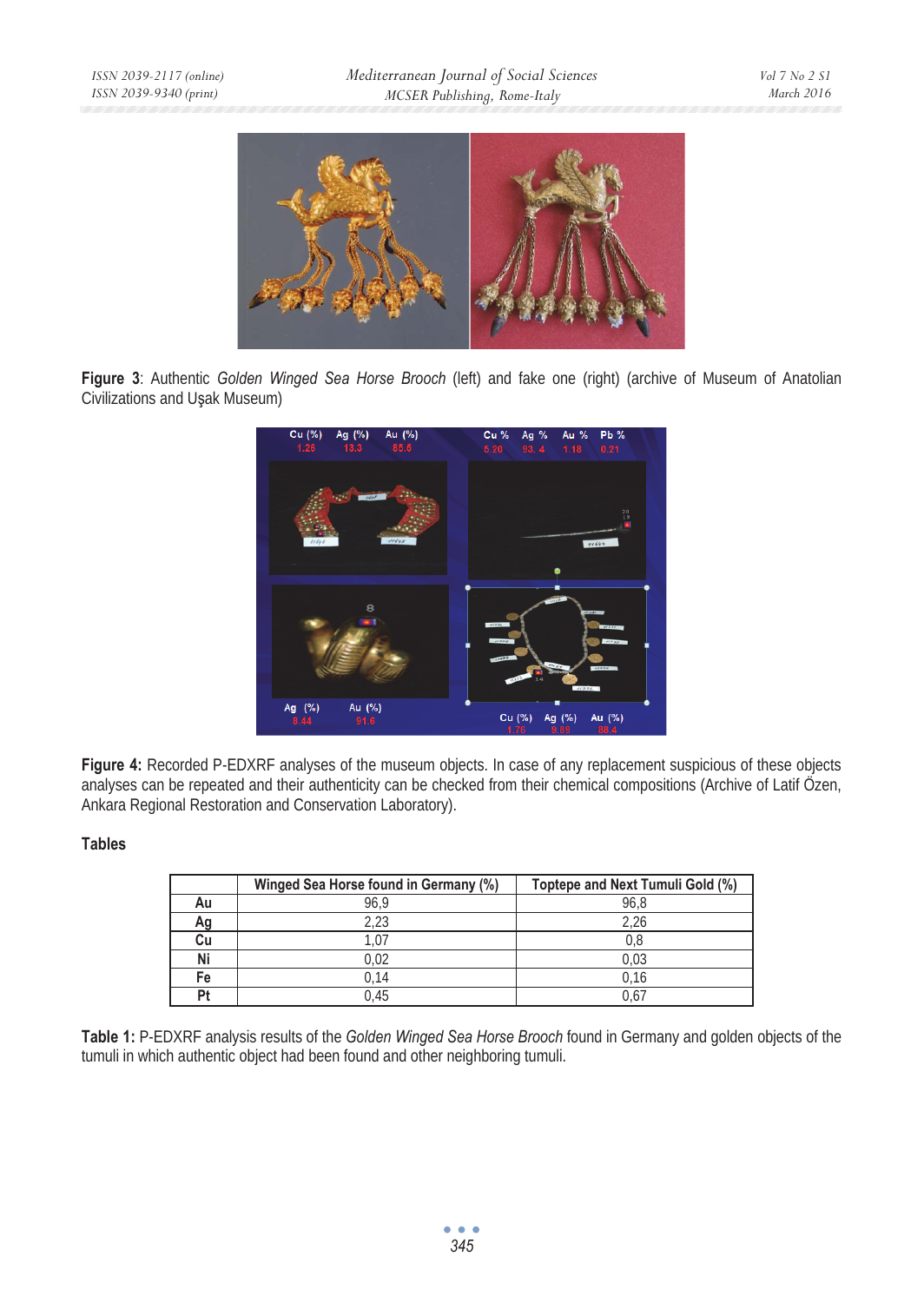**Figure 3**: Authentic *Golden Winged Sea Horse Brooch* (left) and fake one (right) (archive of Museum of Anatolian Civilizations and Uşak Museum)

Cu (%) Ag (%) Au (%)
1.26 13.3 85.6

Cu % Ag % Au % Pb %
5.20 93.4 1.18 0.21

Ag (%) Au (%)
8.44 91.6

Cu (%) Ag (%) Au (%)
1.76 9.89 88.4

**Figure 4:** Recorded P-EDXRF analyses of the museum objects. In case of any replacement suspicious of these objects analyses can be repeated and their authenticity can be checked from their chemical compositions (Archive of Latif Özen, Ankara Regional Restoration and Conservation Laboratory).

**Tables**

| | Winged Sea Horse found in Germany (%) | Toptepe and Next Tumuli Gold (%) |
|---|---|---|
| **Au** | 96,9 | 96,8 |
| **Ag** | 2,23 | 2,26 |
| **Cu** | 1,07 | 0,8 |
| **Ni** | 0,02 | 0,03 |
| **Fe** | 0,14 | 0,16 |
| **Pt** | 0,45 | 0,67 |

**Table 1:** P-EDXRF analysis results of the *Golden Winged Sea Horse Brooch* found in Germany and golden objects of the tumuli in which authentic object had been found and other neighboring tumuli.